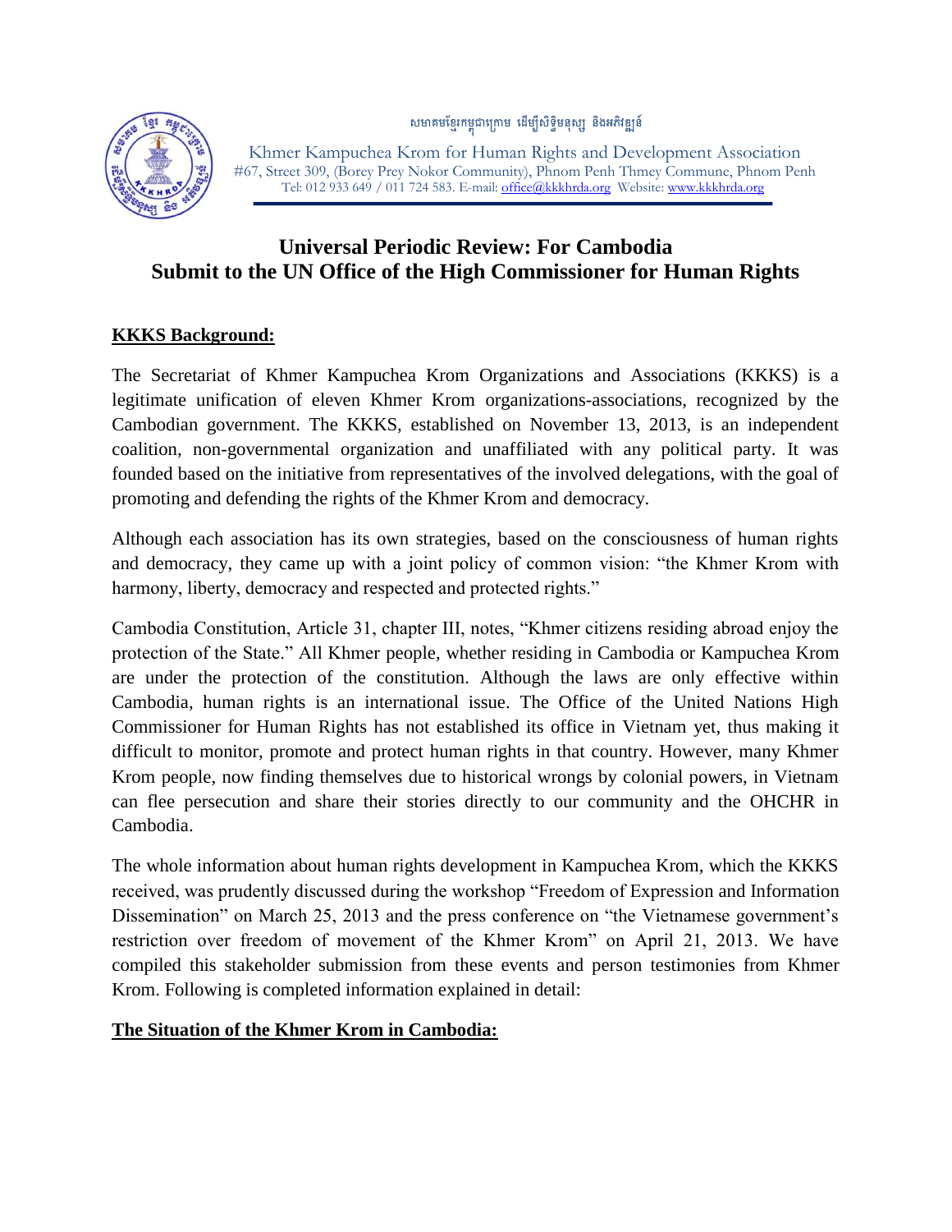សមាគមខ្មែរកម្ពុជាក្រោម ដើម្បីសិទ្ធិមនុស្ស និងអភិវឌ្ឍន៍

Khmer Kampuchea Krom for Human Rights and Development Association
#67, Street 309, (Borey Prey Nokor Community), Phnom Penh Thmey Commune, Phnom Penh
Tel: 012 933 649 / 011 724 583. E-mail: office@kkkhrda.org Website: www.kkkhrda.org

# Universal Periodic Review: For Cambodia
# Submit to the UN Office of the High Commissioner for Human Rights

## KKKS Background:

The Secretariat of Khmer Kampuchea Krom Organizations and Associations (KKKS) is a legitimate unification of eleven Khmer Krom organizations-associations, recognized by the Cambodian government. The KKKS, established on November 13, 2013, is an independent coalition, non-governmental organization and unaffiliated with any political party. It was founded based on the initiative from representatives of the involved delegations, with the goal of promoting and defending the rights of the Khmer Krom and democracy.

Although each association has its own strategies, based on the consciousness of human rights and democracy, they came up with a joint policy of common vision: "the Khmer Krom with harmony, liberty, democracy and respected and protected rights."

Cambodia Constitution, Article 31, chapter III, notes, "Khmer citizens residing abroad enjoy the protection of the State." All Khmer people, whether residing in Cambodia or Kampuchea Krom are under the protection of the constitution. Although the laws are only effective within Cambodia, human rights is an international issue. The Office of the United Nations High Commissioner for Human Rights has not established its office in Vietnam yet, thus making it difficult to monitor, promote and protect human rights in that country. However, many Khmer Krom people, now finding themselves due to historical wrongs by colonial powers, in Vietnam can flee persecution and share their stories directly to our community and the OHCHR in Cambodia.

The whole information about human rights development in Kampuchea Krom, which the KKKS received, was prudently discussed during the workshop "Freedom of Expression and Information Dissemination" on March 25, 2013 and the press conference on "the Vietnamese government's restriction over freedom of movement of the Khmer Krom" on April 21, 2013. We have compiled this stakeholder submission from these events and person testimonies from Khmer Krom. Following is completed information explained in detail:

## The Situation of the Khmer Krom in Cambodia: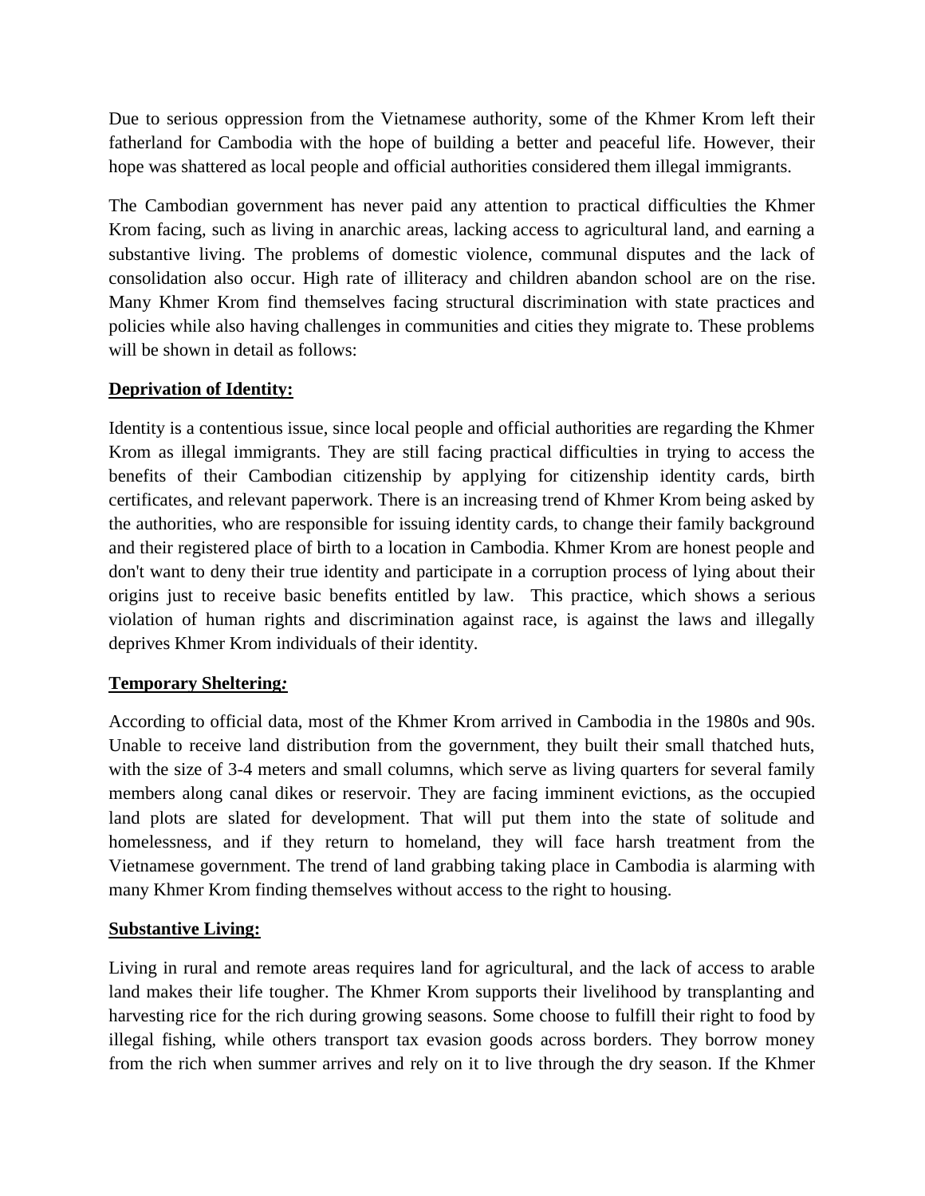Due to serious oppression from the Vietnamese authority, some of the Khmer Krom left their fatherland for Cambodia with the hope of building a better and peaceful life. However, their hope was shattered as local people and official authorities considered them illegal immigrants.

The Cambodian government has never paid any attention to practical difficulties the Khmer Krom facing, such as living in anarchic areas, lacking access to agricultural land, and earning a substantive living. The problems of domestic violence, communal disputes and the lack of consolidation also occur. High rate of illiteracy and children abandon school are on the rise. Many Khmer Krom find themselves facing structural discrimination with state practices and policies while also having challenges in communities and cities they migrate to. These problems will be shown in detail as follows:

**<u>Deprivation of Identity:</u>**

Identity is a contentious issue, since local people and official authorities are regarding the Khmer Krom as illegal immigrants. They are still facing practical difficulties in trying to access the benefits of their Cambodian citizenship by applying for citizenship identity cards, birth certificates, and relevant paperwork. There is an increasing trend of Khmer Krom being asked by the authorities, who are responsible for issuing identity cards, to change their family background and their registered place of birth to a location in Cambodia. Khmer Krom are honest people and don't want to deny their true identity and participate in a corruption process of lying about their origins just to receive basic benefits entitled by law. This practice, which shows a serious violation of human rights and discrimination against race, is against the laws and illegally deprives Khmer Krom individuals of their identity.

**<u>Temporary Sheltering*:*</u>**

According to official data, most of the Khmer Krom arrived in Cambodia in the 1980s and 90s. Unable to receive land distribution from the government, they built their small thatched huts, with the size of 3-4 meters and small columns, which serve as living quarters for several family members along canal dikes or reservoir. They are facing imminent evictions, as the occupied land plots are slated for development. That will put them into the state of solitude and homelessness, and if they return to homeland, they will face harsh treatment from the Vietnamese government. The trend of land grabbing taking place in Cambodia is alarming with many Khmer Krom finding themselves without access to the right to housing.

**<u>Substantive Living:</u>**

Living in rural and remote areas requires land for agricultural, and the lack of access to arable land makes their life tougher. The Khmer Krom supports their livelihood by transplanting and harvesting rice for the rich during growing seasons. Some choose to fulfill their right to food by illegal fishing, while others transport tax evasion goods across borders. They borrow money from the rich when summer arrives and rely on it to live through the dry season. If the Khmer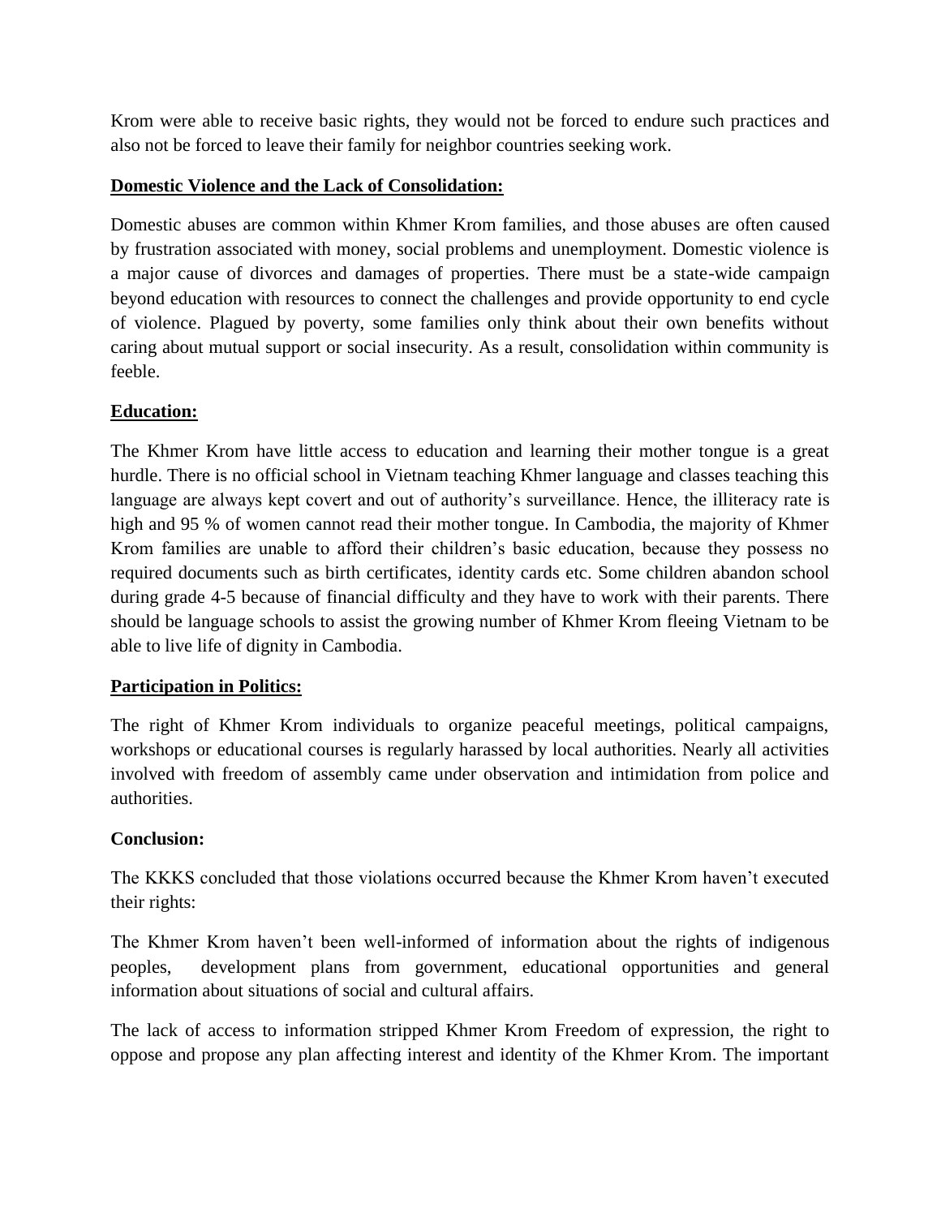Krom were able to receive basic rights, they would not be forced to endure such practices and also not be forced to leave their family for neighbor countries seeking work.

**Domestic Violence and the Lack of Consolidation:**

Domestic abuses are common within Khmer Krom families, and those abuses are often caused by frustration associated with money, social problems and unemployment. Domestic violence is a major cause of divorces and damages of properties. There must be a state-wide campaign beyond education with resources to connect the challenges and provide opportunity to end cycle of violence. Plagued by poverty, some families only think about their own benefits without caring about mutual support or social insecurity. As a result, consolidation within community is feeble.

**Education:**

The Khmer Krom have little access to education and learning their mother tongue is a great hurdle. There is no official school in Vietnam teaching Khmer language and classes teaching this language are always kept covert and out of authority's surveillance. Hence, the illiteracy rate is high and 95 % of women cannot read their mother tongue. In Cambodia, the majority of Khmer Krom families are unable to afford their children's basic education, because they possess no required documents such as birth certificates, identity cards etc. Some children abandon school during grade 4-5 because of financial difficulty and they have to work with their parents. There should be language schools to assist the growing number of Khmer Krom fleeing Vietnam to be able to live life of dignity in Cambodia.

**Participation in Politics:**

The right of Khmer Krom individuals to organize peaceful meetings, political campaigns, workshops or educational courses is regularly harassed by local authorities. Nearly all activities involved with freedom of assembly came under observation and intimidation from police and authorities.

**Conclusion:**

The KKKS concluded that those violations occurred because the Khmer Krom haven't executed their rights:

The Khmer Krom haven't been well-informed of information about the rights of indigenous peoples, development plans from government, educational opportunities and general information about situations of social and cultural affairs.

The lack of access to information stripped Khmer Krom Freedom of expression, the right to oppose and propose any plan affecting interest and identity of the Khmer Krom. The important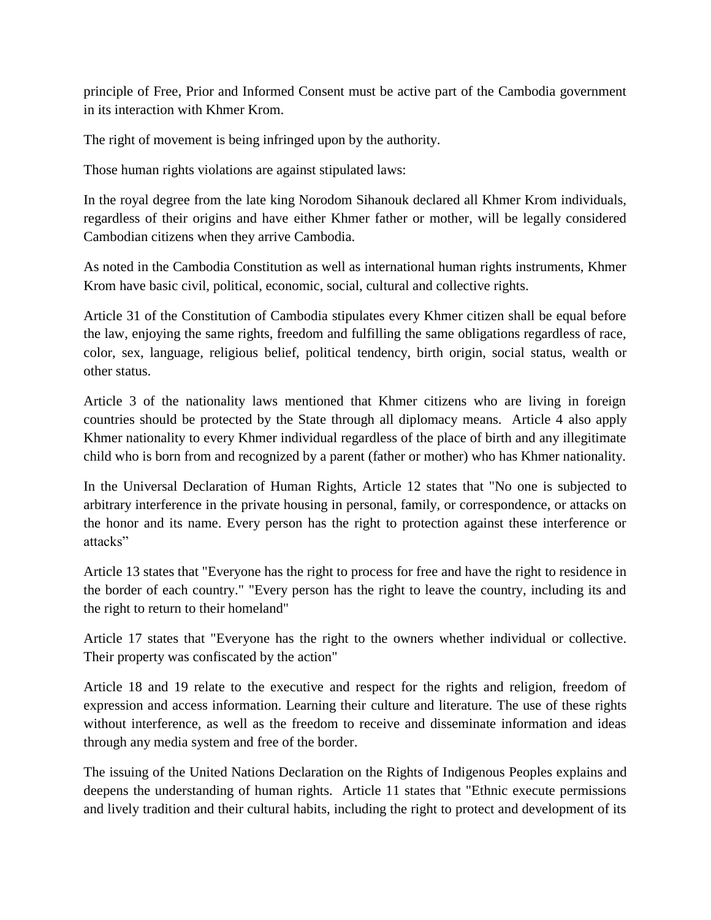principle of Free, Prior and Informed Consent must be active part of the Cambodia government in its interaction with Khmer Krom.

The right of movement is being infringed upon by the authority.

Those human rights violations are against stipulated laws:

In the royal degree from the late king Norodom Sihanouk declared all Khmer Krom individuals, regardless of their origins and have either Khmer father or mother, will be legally considered Cambodian citizens when they arrive Cambodia.

As noted in the Cambodia Constitution as well as international human rights instruments, Khmer Krom have basic civil, political, economic, social, cultural and collective rights.

Article 31 of the Constitution of Cambodia stipulates every Khmer citizen shall be equal before the law, enjoying the same rights, freedom and fulfilling the same obligations regardless of race, color, sex, language, religious belief, political tendency, birth origin, social status, wealth or other status.

Article 3 of the nationality laws mentioned that Khmer citizens who are living in foreign countries should be protected by the State through all diplomacy means. Article 4 also apply Khmer nationality to every Khmer individual regardless of the place of birth and any illegitimate child who is born from and recognized by a parent (father or mother) who has Khmer nationality.

In the Universal Declaration of Human Rights, Article 12 states that "No one is subjected to arbitrary interference in the private housing in personal, family, or correspondence, or attacks on the honor and its name. Every person has the right to protection against these interference or attacks"

Article 13 states that "Everyone has the right to process for free and have the right to residence in the border of each country." "Every person has the right to leave the country, including its and the right to return to their homeland"

Article 17 states that "Everyone has the right to the owners whether individual or collective. Their property was confiscated by the action"

Article 18 and 19 relate to the executive and respect for the rights and religion, freedom of expression and access information. Learning their culture and literature. The use of these rights without interference, as well as the freedom to receive and disseminate information and ideas through any media system and free of the border.

The issuing of the United Nations Declaration on the Rights of Indigenous Peoples explains and deepens the understanding of human rights. Article 11 states that "Ethnic execute permissions and lively tradition and their cultural habits, including the right to protect and development of its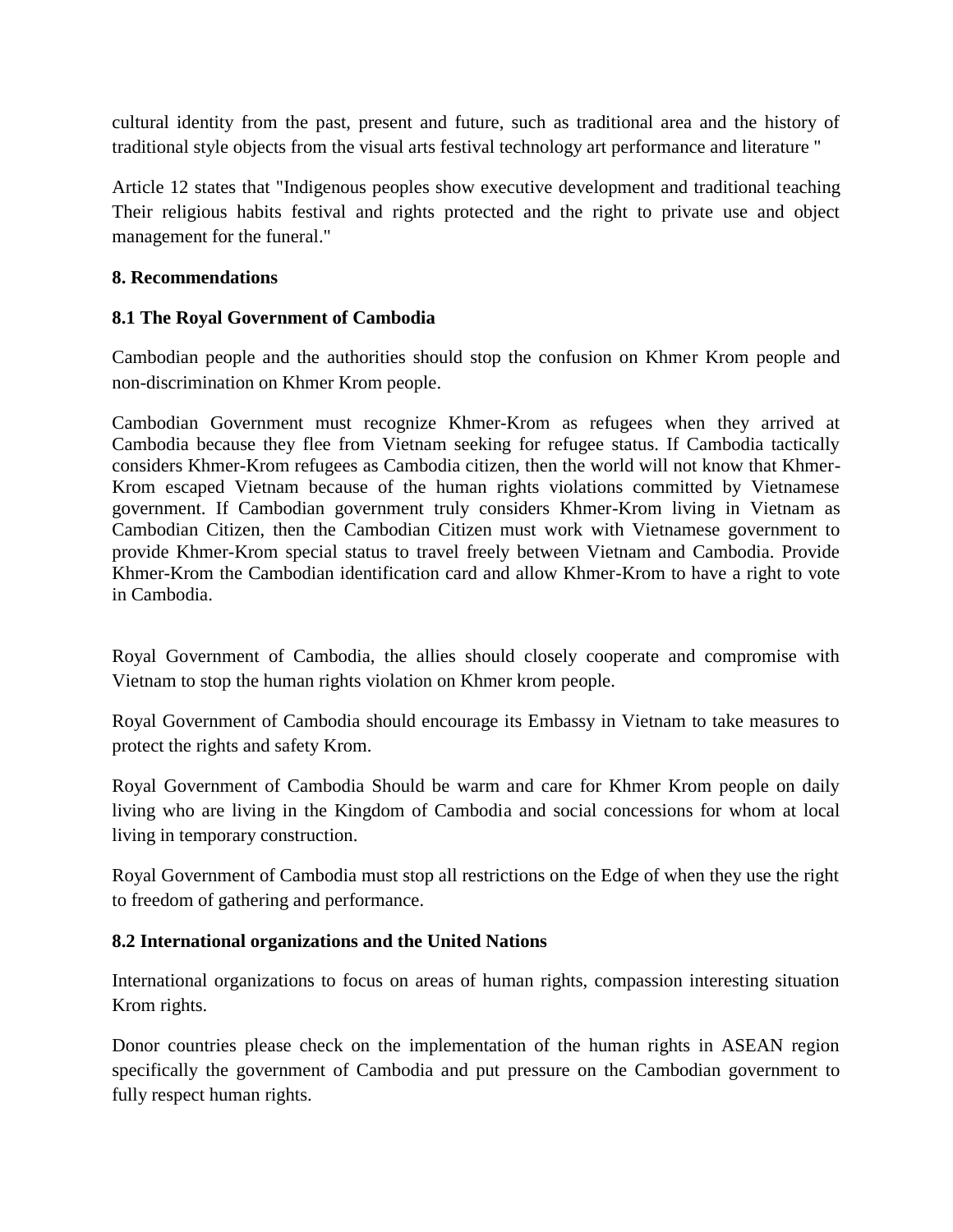cultural identity from the past, present and future, such as traditional area and the history of traditional style objects from the visual arts festival technology art performance and literature "

Article 12 states that "Indigenous peoples show executive development and traditional teaching Their religious habits festival and rights protected and the right to private use and object management for the funeral."

**8. Recommendations**

**8.1 The Royal Government of Cambodia**

Cambodian people and the authorities should stop the confusion on Khmer Krom people and non-discrimination on Khmer Krom people.

Cambodian Government must recognize Khmer-Krom as refugees when they arrived at Cambodia because they flee from Vietnam seeking for refugee status. If Cambodia tactically considers Khmer-Krom refugees as Cambodia citizen, then the world will not know that Khmer-Krom escaped Vietnam because of the human rights violations committed by Vietnamese government. If Cambodian government truly considers Khmer-Krom living in Vietnam as Cambodian Citizen, then the Cambodian Citizen must work with Vietnamese government to provide Khmer-Krom special status to travel freely between Vietnam and Cambodia. Provide Khmer-Krom the Cambodian identification card and allow Khmer-Krom to have a right to vote in Cambodia.

Royal Government of Cambodia, the allies should closely cooperate and compromise with Vietnam to stop the human rights violation on Khmer krom people.

Royal Government of Cambodia should encourage its Embassy in Vietnam to take measures to protect the rights and safety Krom.

Royal Government of Cambodia Should be warm and care for Khmer Krom people on daily living who are living in the Kingdom of Cambodia and social concessions for whom at local living in temporary construction.

Royal Government of Cambodia must stop all restrictions on the Edge of when they use the right to freedom of gathering and performance.

**8.2 International organizations and the United Nations**

International organizations to focus on areas of human rights, compassion interesting situation Krom rights.

Donor countries please check on the implementation of the human rights in ASEAN region specifically the government of Cambodia and put pressure on the Cambodian government to fully respect human rights.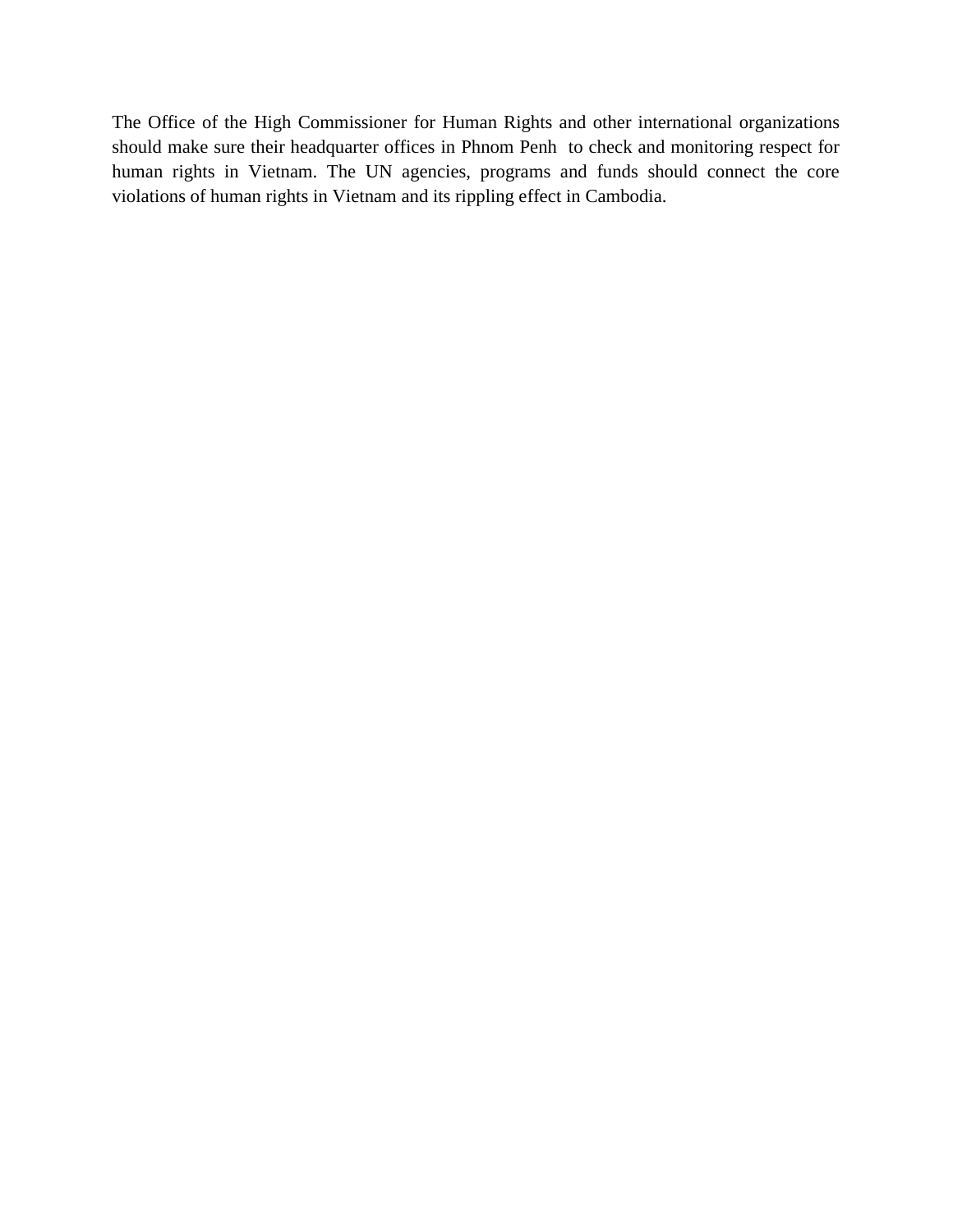The Office of the High Commissioner for Human Rights and other international organizations should make sure their headquarter offices in Phnom Penh  to check and monitoring respect for human rights in Vietnam. The UN agencies, programs and funds should connect the core violations of human rights in Vietnam and its rippling effect in Cambodia.